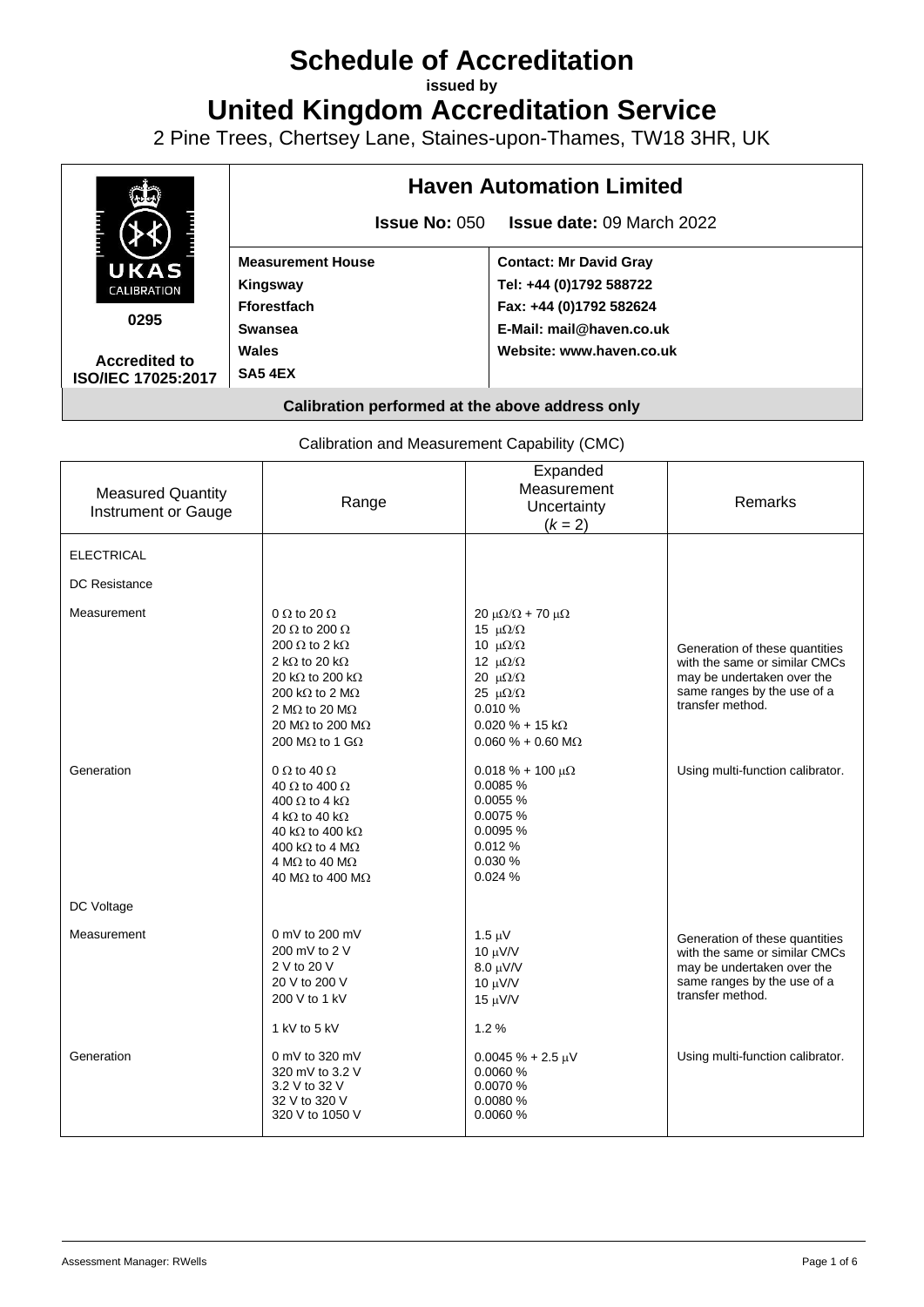# Schedule of Accreditation

**issued by**

# United Kingdom Accreditation Service

2 Pine Trees, Chertsey Lane, Staines-upon-Thames, TW18 3HR, UK

| UKAS CALIBRATION 0295 Accredited to ISO/IEC 17025:2017 | **Haven Automation Limited** | |
|---|---|---|
| | **Issue No:** 050 **Issue date:** 09 March 2022 | |
| | **Measurement House**<br>**Kingsway**<br>**Fforestfach**<br>**Swansea**<br>**Wales**<br>**SA5 4EX** | **Contact: Mr David Gray**<br>**Tel: +44 (0)1792 588722**<br>**Fax: +44 (0)1792 582624**<br>**E-Mail: mail@haven.co.uk**<br>**Website: www.haven.co.uk** |

**Calibration performed at the above address only**

Calibration and Measurement Capability (CMC)

| Measured Quantity Instrument or Gauge | Range | Expanded Measurement Uncertainty ($k$ = 2) | Remarks |
|---|---|---|---|
| ELECTRICAL | | | |
| DC Resistance | | | |
| Measurement | 0 Ω to 20 Ω<br>20 Ω to 200 Ω<br>200 Ω to 2 kΩ<br>2 kΩ to 20 kΩ<br>20 kΩ to 200 kΩ<br>200 kΩ to 2 MΩ<br>2 MΩ to 20 MΩ<br>20 MΩ to 200 MΩ<br>200 MΩ to 1 GΩ | 20 μΩ/Ω + 70 μΩ<br>15 μΩ/Ω<br>10 μΩ/Ω<br>12 μΩ/Ω<br>20 μΩ/Ω<br>25 μΩ/Ω<br>0.010 %<br>0.020 % + 15 kΩ<br>0.060 % + 0.60 MΩ | Generation of these quantities with the same or similar CMCs may be undertaken over the same ranges by the use of a transfer method. |
| Generation | 0 Ω to 40 Ω<br>40 Ω to 400 Ω<br>400 Ω to 4 kΩ<br>4 kΩ to 40 kΩ<br>40 kΩ to 400 kΩ<br>400 kΩ to 4 MΩ<br>4 MΩ to 40 MΩ<br>40 MΩ to 400 MΩ | 0.018 % + 100 μΩ<br>0.0085 %<br>0.0055 %<br>0.0075 %<br>0.0095 %<br>0.012 %<br>0.030 %<br>0.024 % | Using multi-function calibrator. |
| DC Voltage | | | |
| Measurement | 0 mV to 200 mV<br>200 mV to 2 V<br>2 V to 20 V<br>20 V to 200 V<br>200 V to 1 kV<br><br>1 kV to 5 kV | 1.5 μV<br>10 μV/V<br>8.0 μV/V<br>10 μV/V<br>15 μV/V<br><br>1.2 % | Generation of these quantities with the same or similar CMCs may be undertaken over the same ranges by the use of a transfer method. |
| Generation | 0 mV to 320 mV<br>320 mV to 3.2 V<br>3.2 V to 32 V<br>32 V to 320 V<br>320 V to 1050 V | 0.0045 % + 2.5 μV<br>0.0060 %<br>0.0070 %<br>0.0080 %<br>0.0060 % | Using multi-function calibrator. |

Assessment Manager: RWells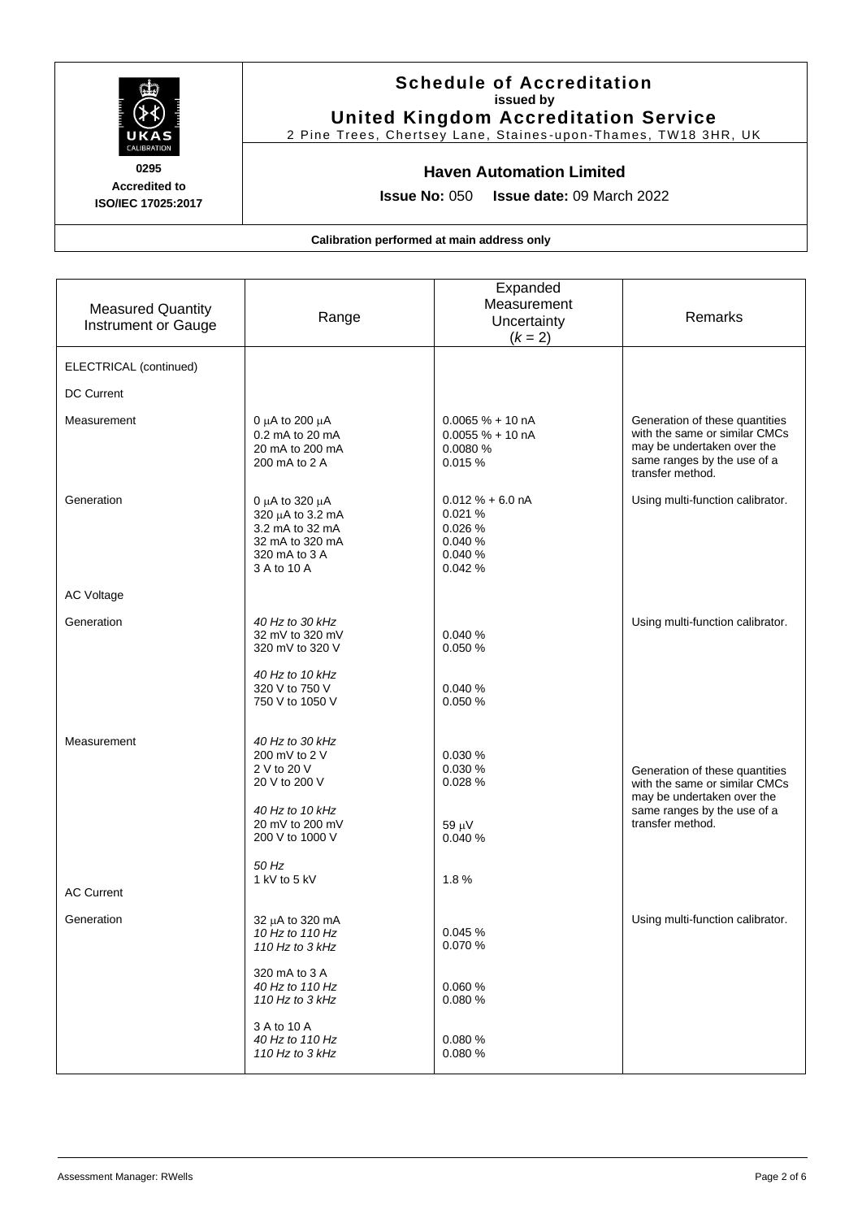**Schedule of Accreditation**
**issued by**
**United Kingdom Accreditation Service**
2 Pine Trees, Chertsey Lane, Staines-upon-Thames, TW18 3HR, UK

**0295**
**Accredited to ISO/IEC 17025:2017**

**Haven Automation Limited**

**Issue No:** 050 **Issue date:** 09 March 2022

**Calibration performed at main address only**

| Measured Quantity Instrument or Gauge | Range | Expanded Measurement Uncertainty ($k$ = 2) | Remarks |
|---|---|---|---|
| ELECTRICAL (continued) | | | |
| DC Current | | | |
| Measurement | 0 μA to 200 μA<br>0.2 mA to 20 mA<br>20 mA to 200 mA<br>200 mA to 2 A | 0.0065 % + 10 nA<br>0.0055 % + 10 nA<br>0.0080 %<br>0.015 % | Generation of these quantities with the same or similar CMCs may be undertaken over the same ranges by the use of a transfer method. |
| Generation | 0 μA to 320 μA<br>320 μA to 3.2 mA<br>3.2 mA to 32 mA<br>32 mA to 320 mA<br>320 mA to 3 A<br>3 A to 10 A | 0.012 % + 6.0 nA<br>0.021 %<br>0.026 %<br>0.040 %<br>0.040 %<br>0.042 % | Using multi-function calibrator. |
| AC Voltage | | | |
| Generation | *40 Hz to 30 kHz*<br>32 mV to 320 mV<br>320 mV to 320 V<br><br>*40 Hz to 10 kHz*<br>320 V to 750 V<br>750 V to 1050 V | <br>0.040 %<br>0.050 %<br><br><br>0.040 %<br>0.050 % | Using multi-function calibrator. |
| Measurement | *40 Hz to 30 kHz*<br>200 mV to 2 V<br>2 V to 20 V<br>20 V to 200 V<br><br>*40 Hz to 10 kHz*<br>20 mV to 200 mV<br>200 V to 1000 V<br><br>*50 Hz*<br>1 kV to 5 kV | <br>0.030 %<br>0.030 %<br>0.028 %<br><br><br>59 μV<br>0.040 %<br><br><br>1.8 % | Generation of these quantities with the same or similar CMCs may be undertaken over the same ranges by the use of a transfer method. |
| AC Current | | | |
| Generation | 32 μA to 320 mA<br>*10 Hz to 110 Hz*<br>*110 Hz to 3 kHz*<br><br>320 mA to 3 A<br>*40 Hz to 110 Hz*<br>*110 Hz to 3 kHz*<br><br>3 A to 10 A<br>*40 Hz to 110 Hz*<br>*110 Hz to 3 kHz* | <br>0.045 %<br>0.070 %<br><br><br>0.060 %<br>0.080 %<br><br><br>0.080 %<br>0.080 % | Using multi-function calibrator. |

Assessment Manager: RWells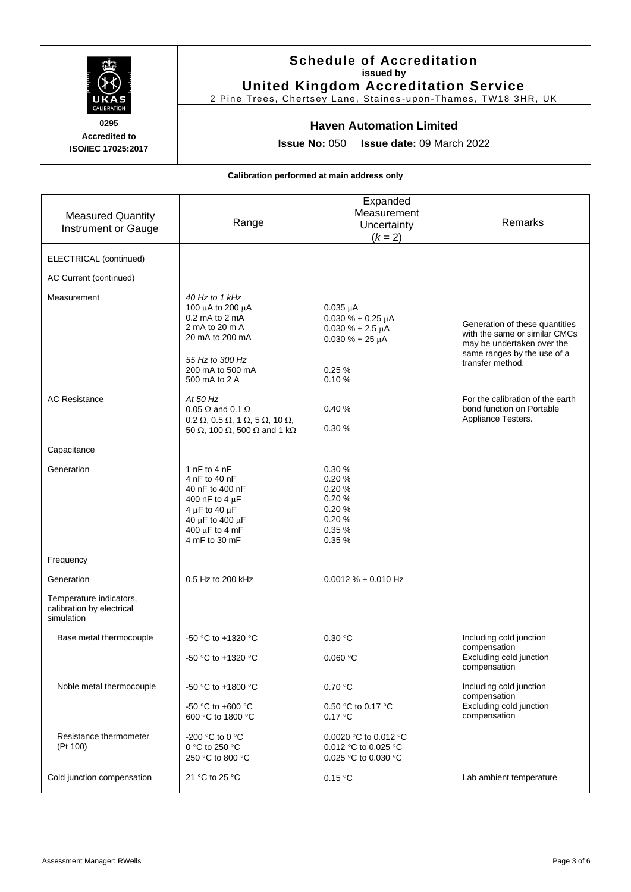# Schedule of Accreditation

issued by

**United Kingdom Accreditation Service**

2 Pine Trees, Chertsey Lane, Staines-upon-Thames, TW18 3HR, UK

0295

Accredited to ISO/IEC 17025:2017

## Haven Automation Limited

**Issue No:** 050 **Issue date:** 09 March 2022

**Calibration performed at main address only**

| Measured Quantity Instrument or Gauge | Range | Expanded Measurement Uncertainty ($k$ = 2) | Remarks |
|---|---|---|---|
| ELECTRICAL (continued) | | | |
| AC Current (continued) | | | |
| Measurement | *40 Hz to 1 kHz* | | Generation of these quantities with the same or similar CMCs may be undertaken over the same ranges by the use of a transfer method. |
| | 100 μA to 200 μA | 0.035 μA | |
| | 0.2 mA to 2 mA | 0.030 % + 0.25 μA | |
| | 2 mA to 20 m A | 0.030 % + 2.5 μA | |
| | 20 mA to 200 mA | 0.030 % + 25 μA | |
| | *55 Hz to 300 Hz* | | |
| | 200 mA to 500 mA | 0.25 % | |
| | 500 mA to 2 A | 0.10 % | |
| AC Resistance | *At 50 Hz* | | For the calibration of the earth bond function on Portable Appliance Testers. |
| | 0.05 Ω and 0.1 Ω | 0.40 % | |
| | 0.2 Ω, 0.5 Ω, 1 Ω, 5 Ω, 10 Ω, 50 Ω, 100 Ω, 500 Ω and 1 kΩ | 0.30 % | |
| Capacitance | | | |
| Generation | 1 nF to 4 nF | 0.30 % | |
| | 4 nF to 40 nF | 0.20 % | |
| | 40 nF to 400 nF | 0.20 % | |
| | 400 nF to 4 μF | 0.20 % | |
| | 4 μF to 40 μF | 0.20 % | |
| | 40 μF to 400 μF | 0.20 % | |
| | 400 μF to 4 mF | 0.35 % | |
| | 4 mF to 30 mF | 0.35 % | |
| Frequency | | | |
| Generation | 0.5 Hz to 200 kHz | 0.0012 % + 0.010 Hz | |
| Temperature indicators, calibration by electrical simulation | | | |
| Base metal thermocouple | -50 °C to +1320 °C | 0.30 °C | Including cold junction compensation |
| | -50 °C to +1320 °C | 0.060 °C | Excluding cold junction compensation |
| Noble metal thermocouple | -50 °C to +1800 °C | 0.70 °C | Including cold junction compensation |
| | -50 °C to +600 °C | 0.50 °C to 0.17 °C | Excluding cold junction compensation |
| | 600 °C to 1800 °C | 0.17 °C | |
| Resistance thermometer (Pt 100) | -200 °C to 0 °C | 0.0020 °C to 0.012 °C | |
| | 0 °C to 250 °C | 0.012 °C to 0.025 °C | |
| | 250 °C to 800 °C | 0.025 °C to 0.030 °C | |
| Cold junction compensation | 21 °C to 25 °C | 0.15 °C | Lab ambient temperature |

Assessment Manager: RWells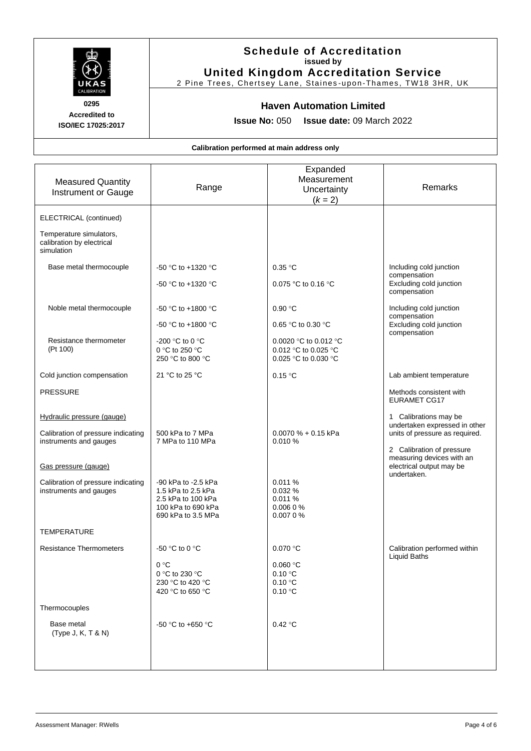# Schedule of Accreditation
**issued by**
## United Kingdom Accreditation Service
2 Pine Trees, Chertsey Lane, Staines-upon-Thames, TW18 3HR, UK

**0295**
**Accredited to ISO/IEC 17025:2017**

## Haven Automation Limited

**Issue No:** 050 **Issue date:** 09 March 2022

**Calibration performed at main address only**

| Measured Quantity Instrument or Gauge | Range | Expanded Measurement Uncertainty ($k = 2$) | Remarks |
|---|---|---|---|
| ELECTRICAL (continued) | | | |
| Temperature simulators, calibration by electrical simulation | | | |
| Base metal thermocouple | -50 °C to +1320 °C | 0.35 °C | Including cold junction compensation |
| | -50 °C to +1320 °C | 0.075 °C to 0.16 °C | Excluding cold junction compensation |
| Noble metal thermocouple | -50 °C to +1800 °C | 0.90 °C | Including cold junction compensation |
| | -50 °C to +1800 °C | 0.65 °C to 0.30 °C | Excluding cold junction compensation |
| Resistance thermometer (Pt 100) | -200 °C to 0 °C<br>0 °C to 250 °C<br>250 °C to 800 °C | 0.0020 °C to 0.012 °C<br>0.012 °C to 0.025 °C<br>0.025 °C to 0.030 °C | |
| Cold junction compensation | 21 °C to 25 °C | 0.15 °C | Lab ambient temperature |
| PRESSURE | | | Methods consistent with EURAMET CG17 |
| Hydraulic pressure (gauge) | | | 1 Calibrations may be undertaken expressed in other units of pressure as required. |
| Calibration of pressure indicating instruments and gauges | 500 kPa to 7 MPa<br>7 MPa to 110 MPa | 0.0070 % + 0.15 kPa<br>0.010 % | 2 Calibration of pressure measuring devices with an electrical output may be undertaken. |
| Gas pressure (gauge) | | | |
| Calibration of pressure indicating instruments and gauges | -90 kPa to -2.5 kPa<br>1.5 kPa to 2.5 kPa<br>2.5 kPa to 100 kPa<br>100 kPa to 690 kPa<br>690 kPa to 3.5 MPa | 0.011 %<br>0.032 %<br>0.011 %<br>0.006 0 %<br>0.007 0 % | |
| TEMPERATURE | | | |
| Resistance Thermometers | -50 °C to 0 °C | 0.070 °C | Calibration performed within Liquid Baths |
| | 0 °C<br>0 °C to 230 °C<br>230 °C to 420 °C<br>420 °C to 650 °C | 0.060 °C<br>0.10 °C<br>0.10 °C<br>0.10 °C | |
| Thermocouples | | | |
| Base metal (Type J, K, T & N) | -50 °C to +650 °C | 0.42 °C | |

Assessment Manager: RWells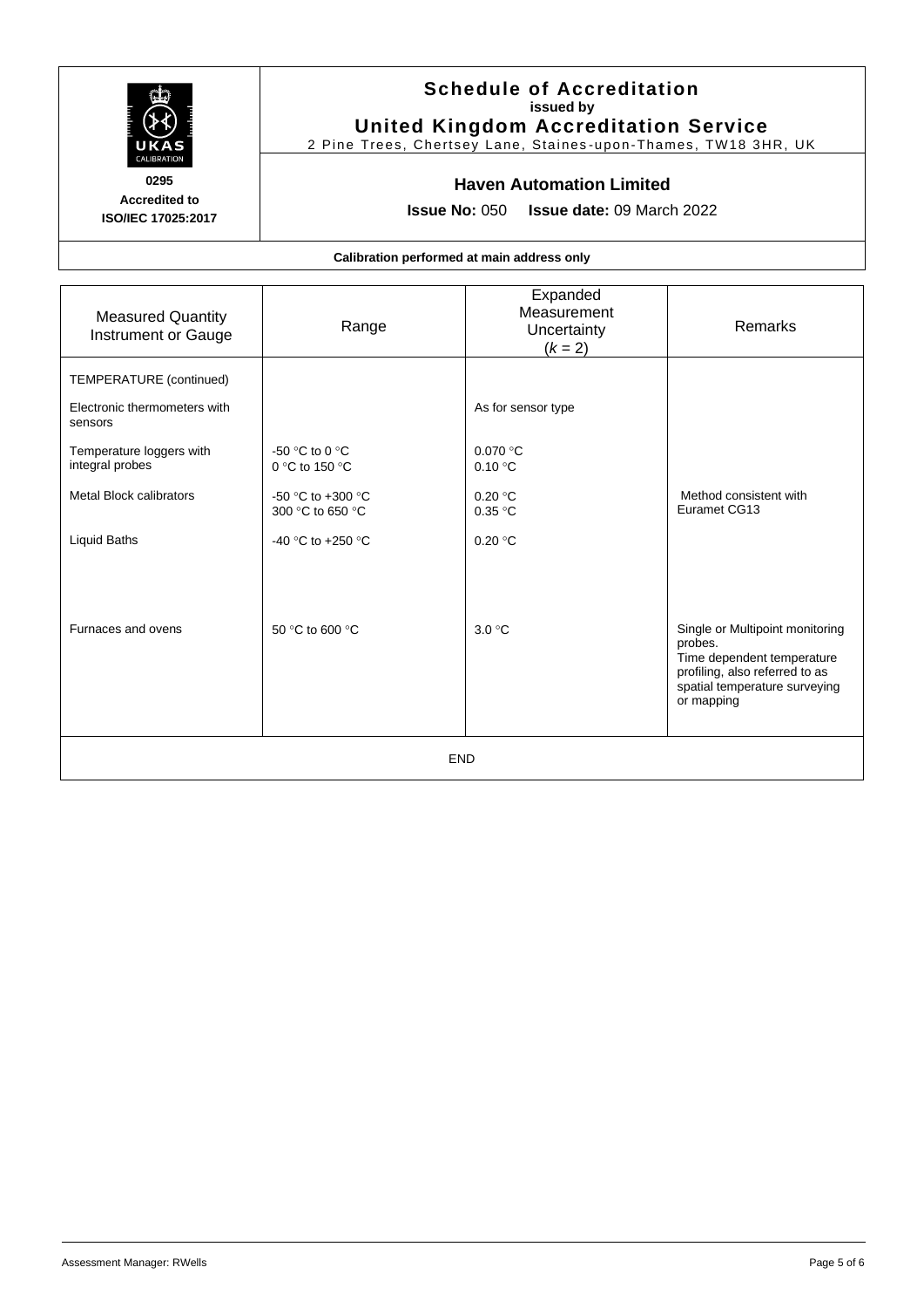**Schedule of Accreditation**
**issued by**
**United Kingdom Accreditation Service**
2 Pine Trees, Chertsey Lane, Staines-upon-Thames, TW18 3HR, UK

**0295**
**Accredited to**
**ISO/IEC 17025:2017**

## Haven Automation Limited

**Issue No:** 050 **Issue date:** 09 March 2022

**Calibration performed at main address only**

| Measured Quantity Instrument or Gauge | Range | Expanded Measurement Uncertainty ($k = 2$) | Remarks |
|---|---|---|---|
| TEMPERATURE (continued) | | | |
| Electronic thermometers with sensors | | As for sensor type | |
| Temperature loggers with integral probes | -50 °C to 0 °C<br>0 °C to 150 °C | 0.070 °C<br>0.10 °C | |
| Metal Block calibrators | -50 °C to +300 °C<br>300 °C to 650 °C | 0.20 °C<br>0.35 °C | Method consistent with Euramet CG13 |
| Liquid Baths | -40 °C to +250 °C | 0.20 °C | |
| Furnaces and ovens | 50 °C to 600 °C | 3.0 °C | Single or Multipoint monitoring probes. Time dependent temperature profiling, also referred to as spatial temperature surveying or mapping |

END

Assessment Manager: RWells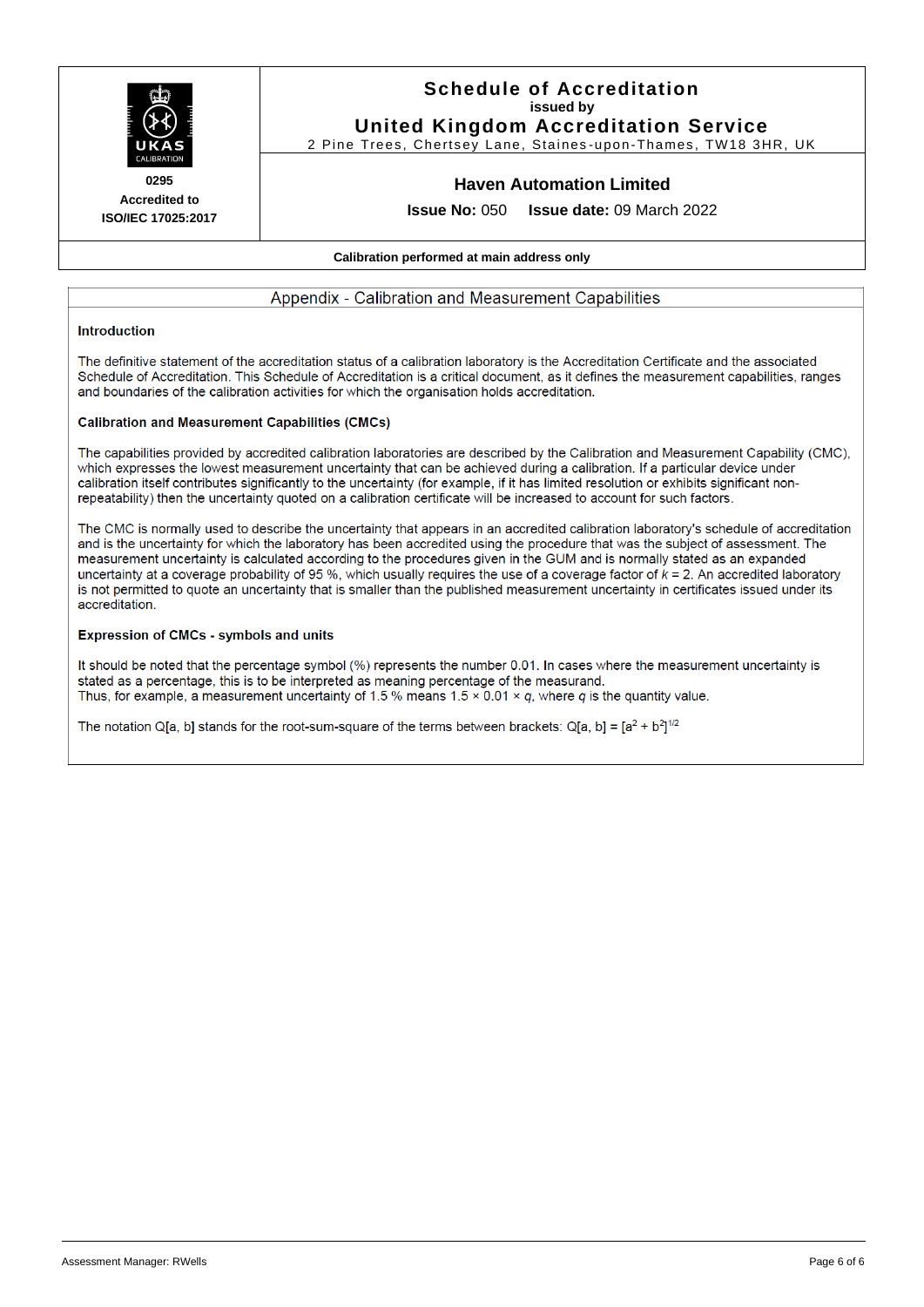| | |
|---|---|
| UKAS CALIBRATION<br>0295<br>Accredited to<br>ISO/IEC 17025:2017 | **Schedule of Accreditation**<br>issued by<br>**United Kingdom Accreditation Service**<br>2 Pine Trees, Chertsey Lane, Staines-upon-Thames, TW18 3HR, UK |
| | **Haven Automation Limited**<br>**Issue No:** 050 **Issue date:** 09 March 2022 |

**Calibration performed at main address only**

## Appendix - Calibration and Measurement Capabilities

### Introduction

The definitive statement of the accreditation status of a calibration laboratory is the Accreditation Certificate and the associated Schedule of Accreditation. This Schedule of Accreditation is a critical document, as it defines the measurement capabilities, ranges and boundaries of the calibration activities for which the organisation holds accreditation.

### Calibration and Measurement Capabilities (CMCs)

The capabilities provided by accredited calibration laboratories are described by the Calibration and Measurement Capability (CMC), which expresses the lowest measurement uncertainty that can be achieved during a calibration. If a particular device under calibration itself contributes significantly to the uncertainty (for example, if it has limited resolution or exhibits significant non-repeatability) then the uncertainty quoted on a calibration certificate will be increased to account for such factors.

The CMC is normally used to describe the uncertainty that appears in an accredited calibration laboratory's schedule of accreditation and is the uncertainty for which the laboratory has been accredited using the procedure that was the subject of assessment. The measurement uncertainty is calculated according to the procedures given in the GUM and is normally stated as an expanded uncertainty at a coverage probability of 95 %, which usually requires the use of a coverage factor of $k = 2$. An accredited laboratory is not permitted to quote an uncertainty that is smaller than the published measurement uncertainty in certificates issued under its accreditation.

### Expression of CMCs - symbols and units

It should be noted that the percentage symbol (%) represents the number 0.01. In cases where the measurement uncertainty is stated as a percentage, this is to be interpreted as meaning percentage of the measurand.
Thus, for example, a measurement uncertainty of 1.5 % means $1.5 \times 0.01 \times q$, where $q$ is the quantity value.

The notation Q[a, b] stands for the root-sum-square of the terms between brackets: $Q[a, b] = [a^2 + b^2]^{1/2}$

Assessment Manager: RWells